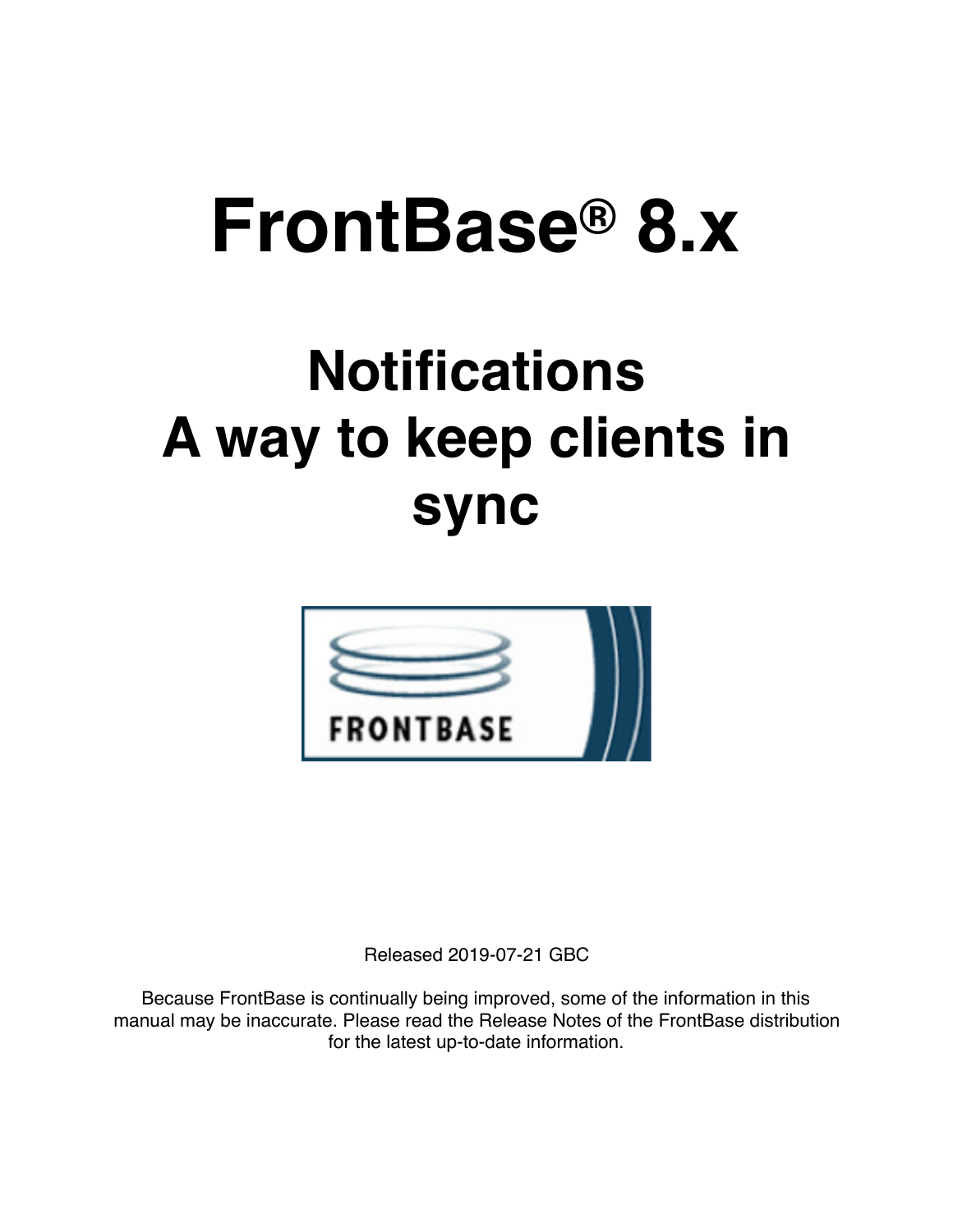# FrontBase® 8.x

## Notifications
## A way to keep clients in sync

Released 2019-07-21 GBC

Because FrontBase is continually being improved, some of the information in this manual may be inaccurate. Please read the Release Notes of the FrontBase distribution for the latest up-to-date information.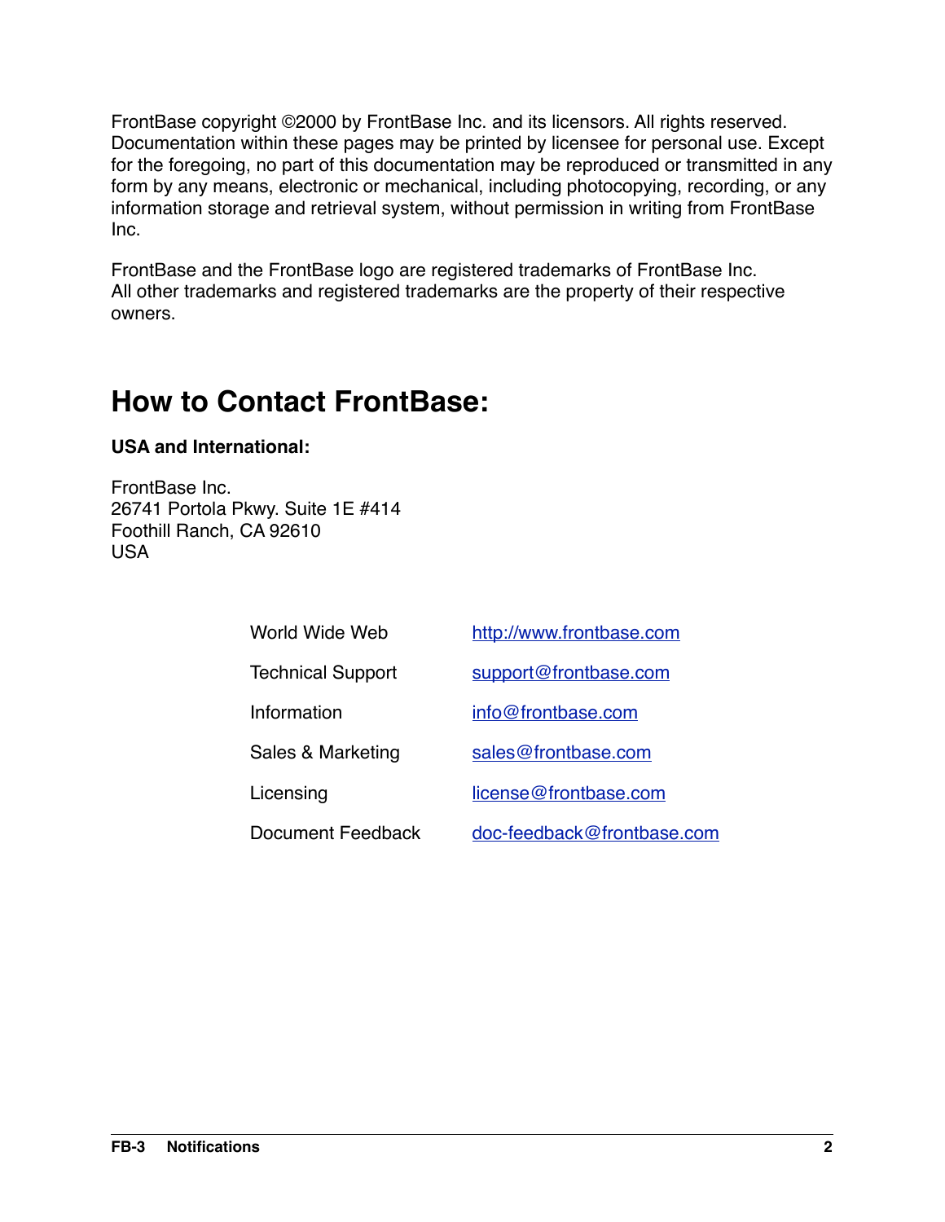FrontBase copyright ©2000 by FrontBase Inc. and its licensors. All rights reserved. Documentation within these pages may be printed by licensee for personal use. Except for the foregoing, no part of this documentation may be reproduced or transmitted in any form by any means, electronic or mechanical, including photocopying, recording, or any information storage and retrieval system, without permission in writing from FrontBase Inc.

FrontBase and the FrontBase logo are registered trademarks of FrontBase Inc.
All other trademarks and registered trademarks are the property of their respective owners.

## How to Contact FrontBase:

**USA and International:**

FrontBase Inc.
26741 Portola Pkwy. Suite 1E #414
Foothill Ranch, CA 92610
USA

| | |
|---|---|
| World Wide Web | http://www.frontbase.com |
| Technical Support | support@frontbase.com |
| Information | info@frontbase.com |
| Sales & Marketing | sales@frontbase.com |
| Licensing | license@frontbase.com |
| Document Feedback | doc-feedback@frontbase.com |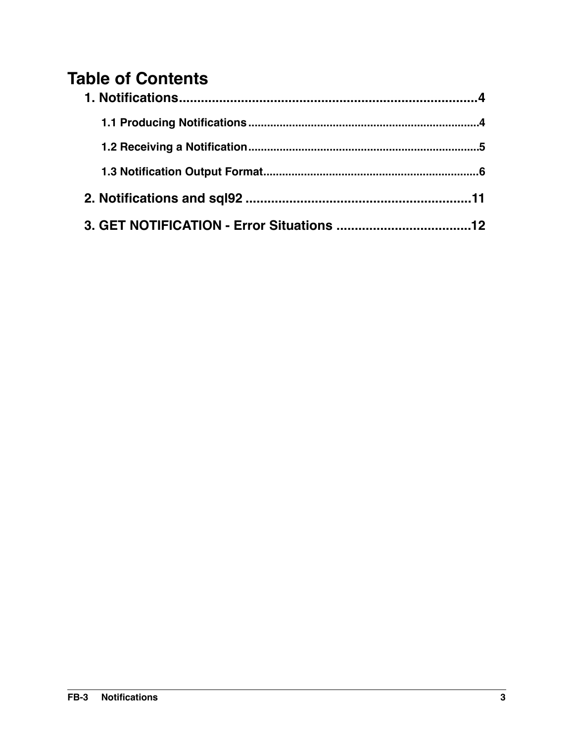# Table of Contents

1. Notifications ........................................................................ 4
   - 1.1 Producing Notifications ........................................................ 4
   - 1.2 Receiving a Notification ....................................................... 5
   - 1.3 Notification Output Format ..................................................... 6
2. Notifications and sql92 ............................................................. 11
3. GET NOTIFICATION - Error Situations ................................................. 12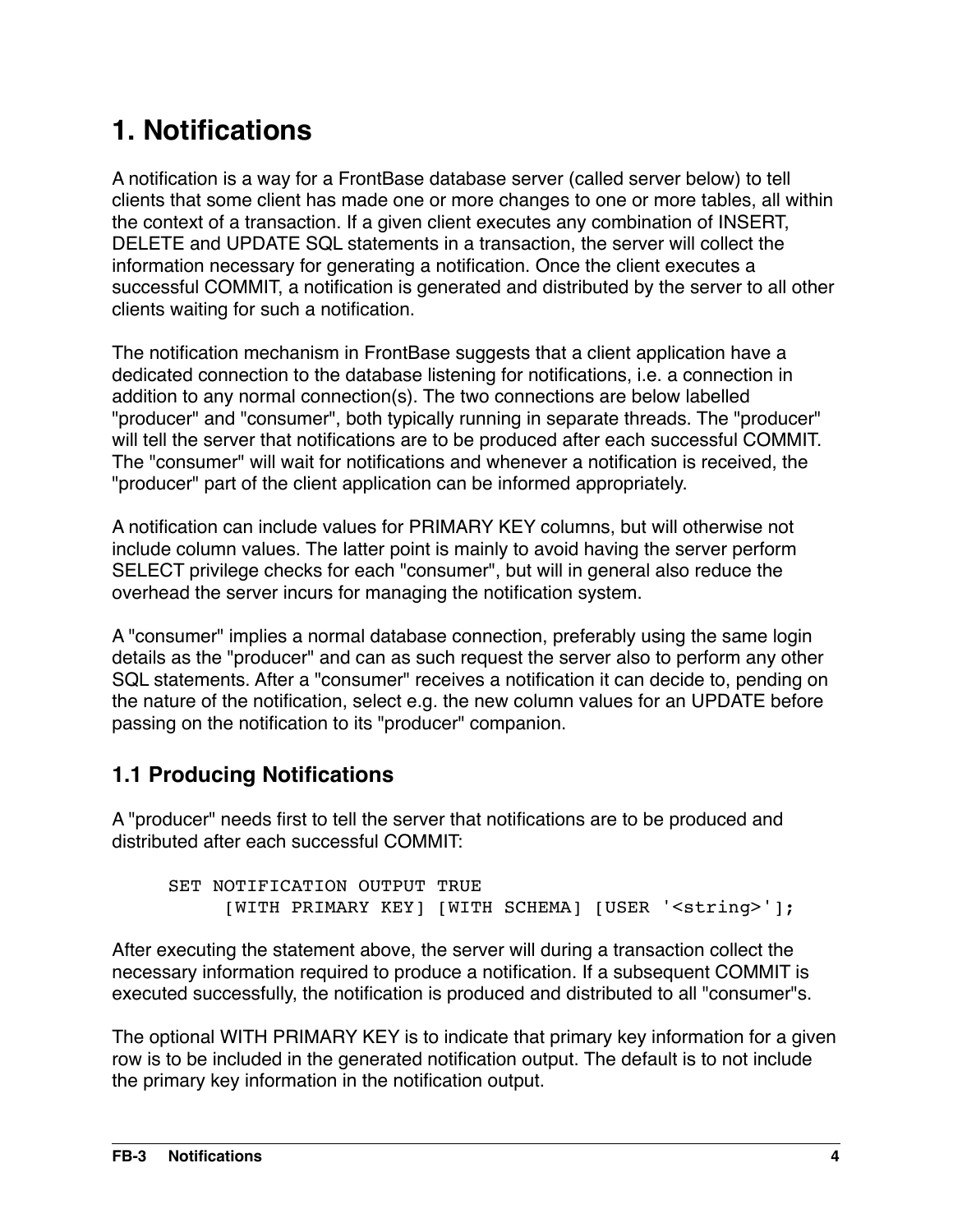# 1. Notifications

A notification is a way for a FrontBase database server (called server below) to tell clients that some client has made one or more changes to one or more tables, all within the context of a transaction. If a given client executes any combination of INSERT, DELETE and UPDATE SQL statements in a transaction, the server will collect the information necessary for generating a notification. Once the client executes a successful COMMIT, a notification is generated and distributed by the server to all other clients waiting for such a notification.

The notification mechanism in FrontBase suggests that a client application have a dedicated connection to the database listening for notifications, i.e. a connection in addition to any normal connection(s). The two connections are below labelled "producer" and "consumer", both typically running in separate threads. The "producer" will tell the server that notifications are to be produced after each successful COMMIT. The "consumer" will wait for notifications and whenever a notification is received, the "producer" part of the client application can be informed appropriately.

A notification can include values for PRIMARY KEY columns, but will otherwise not include column values. The latter point is mainly to avoid having the server perform SELECT privilege checks for each "consumer", but will in general also reduce the overhead the server incurs for managing the notification system.

A "consumer" implies a normal database connection, preferably using the same login details as the "producer" and can as such request the server also to perform any other SQL statements. After a "consumer" receives a notification it can decide to, pending on the nature of the notification, select e.g. the new column values for an UPDATE before passing on the notification to its "producer" companion.

## 1.1 Producing Notifications

A "producer" needs first to tell the server that notifications are to be produced and distributed after each successful COMMIT:

```
SET NOTIFICATION OUTPUT TRUE
     [WITH PRIMARY KEY] [WITH SCHEMA] [USER '<string>'];
```

After executing the statement above, the server will during a transaction collect the necessary information required to produce a notification. If a subsequent COMMIT is executed successfully, the notification is produced and distributed to all "consumer"s.

The optional WITH PRIMARY KEY is to indicate that primary key information for a given row is to be included in the generated notification output. The default is to not include the primary key information in the notification output.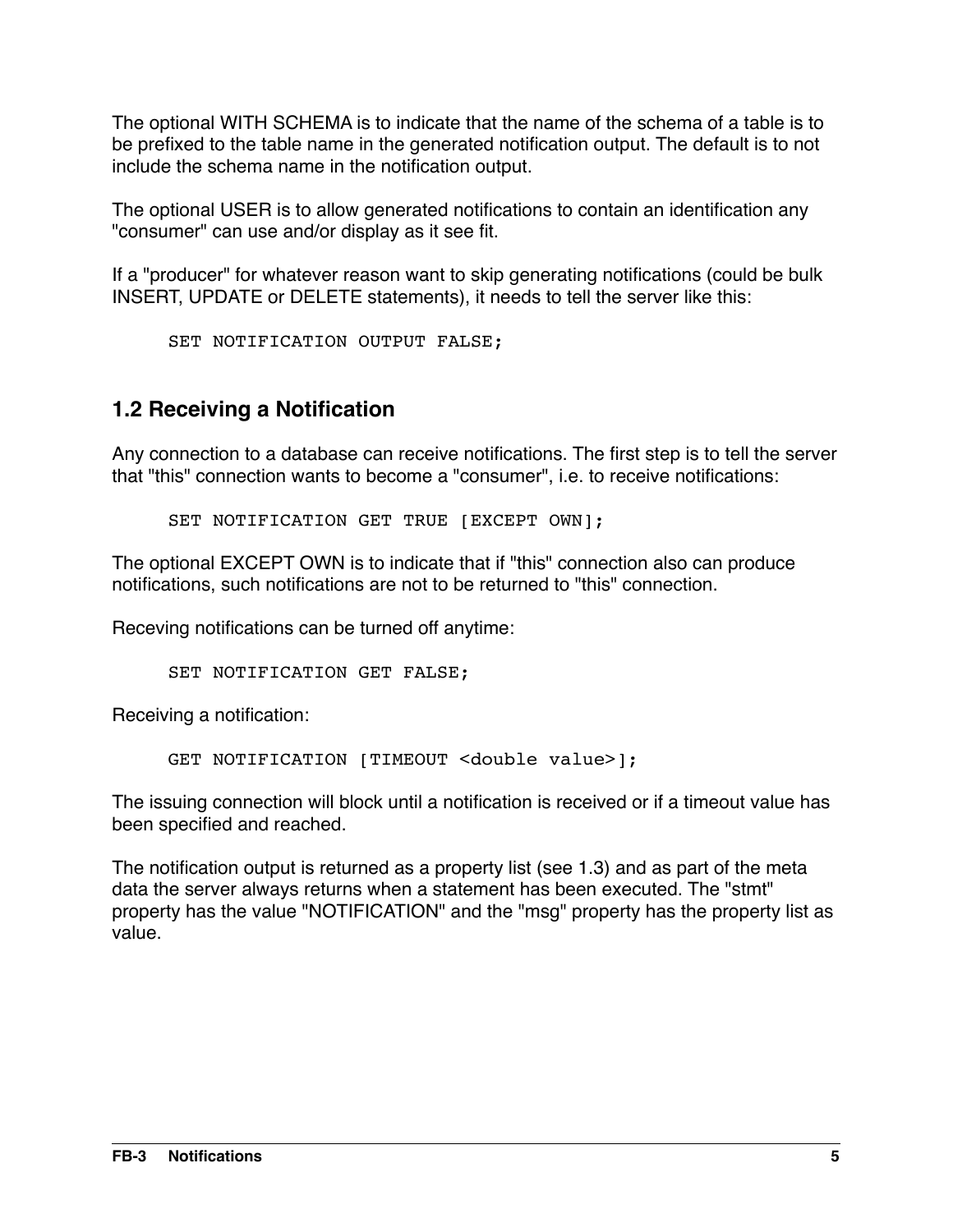The optional WITH SCHEMA is to indicate that the name of the schema of a table is to be prefixed to the table name in the generated notification output. The default is to not include the schema name in the notification output.

The optional USER is to allow generated notifications to contain an identification any "consumer" can use and/or display as it see fit.

If a "producer" for whatever reason want to skip generating notifications (could be bulk INSERT, UPDATE or DELETE statements), it needs to tell the server like this:

```
SET NOTIFICATION OUTPUT FALSE;
```

## 1.2 Receiving a Notification

Any connection to a database can receive notifications. The first step is to tell the server that "this" connection wants to become a "consumer", i.e. to receive notifications:

```
SET NOTIFICATION GET TRUE [EXCEPT OWN];
```

The optional EXCEPT OWN is to indicate that if "this" connection also can produce notifications, such notifications are not to be returned to "this" connection.

Receving notifications can be turned off anytime:

```
SET NOTIFICATION GET FALSE;
```

Receiving a notification:

```
GET NOTIFICATION [TIMEOUT <double value>];
```

The issuing connection will block until a notification is received or if a timeout value has been specified and reached.

The notification output is returned as a property list (see 1.3) and as part of the meta data the server always returns when a statement has been executed. The "stmt" property has the value "NOTIFICATION" and the "msg" property has the property list as value.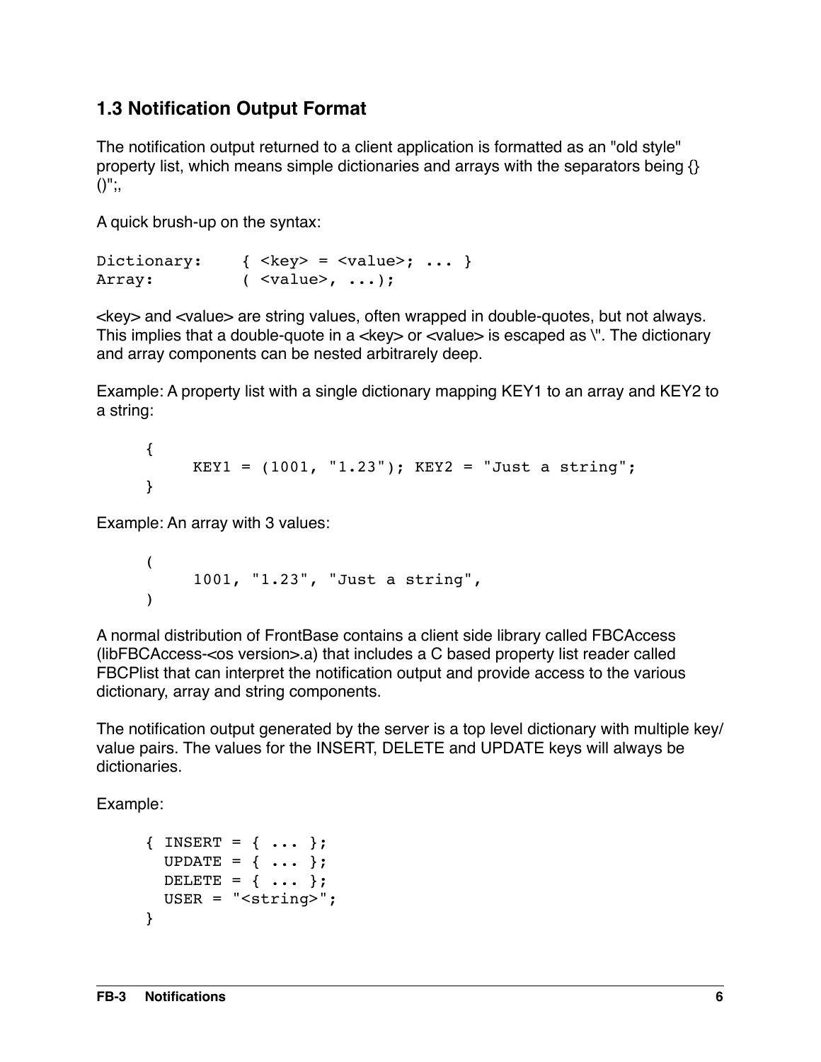## 1.3 Notification Output Format

The notification output returned to a client application is formatted as an "old style" property list, which means simple dictionaries and arrays with the separators being {}()";,

A quick brush-up on the syntax:

```
Dictionary:     { <key> = <value>; ... }
Array:          ( <value>, ...);
```

<key> and <value> are string values, often wrapped in double-quotes, but not always. This implies that a double-quote in a <key> or <value> is escaped as \". The dictionary and array components can be nested arbitrarily deep.

Example: A property list with a single dictionary mapping KEY1 to an array and KEY2 to a string:

```
{
     KEY1 = (1001, "1.23"); KEY2 = "Just a string";
}
```

Example: An array with 3 values:

```
(
     1001, "1.23", "Just a string",
)
```

A normal distribution of FrontBase contains a client side library called FBCAccess (libFBCAccess-<os version>.a) that includes a C based property list reader called FBCPlist that can interpret the notification output and provide access to the various dictionary, array and string components.

The notification output generated by the server is a top level dictionary with multiple key/value pairs. The values for the INSERT, DELETE and UPDATE keys will always be dictionaries.

Example:

```
{ INSERT = { ... };
  UPDATE = { ... };
  DELETE = { ... };
  USER = "<string>";
}
```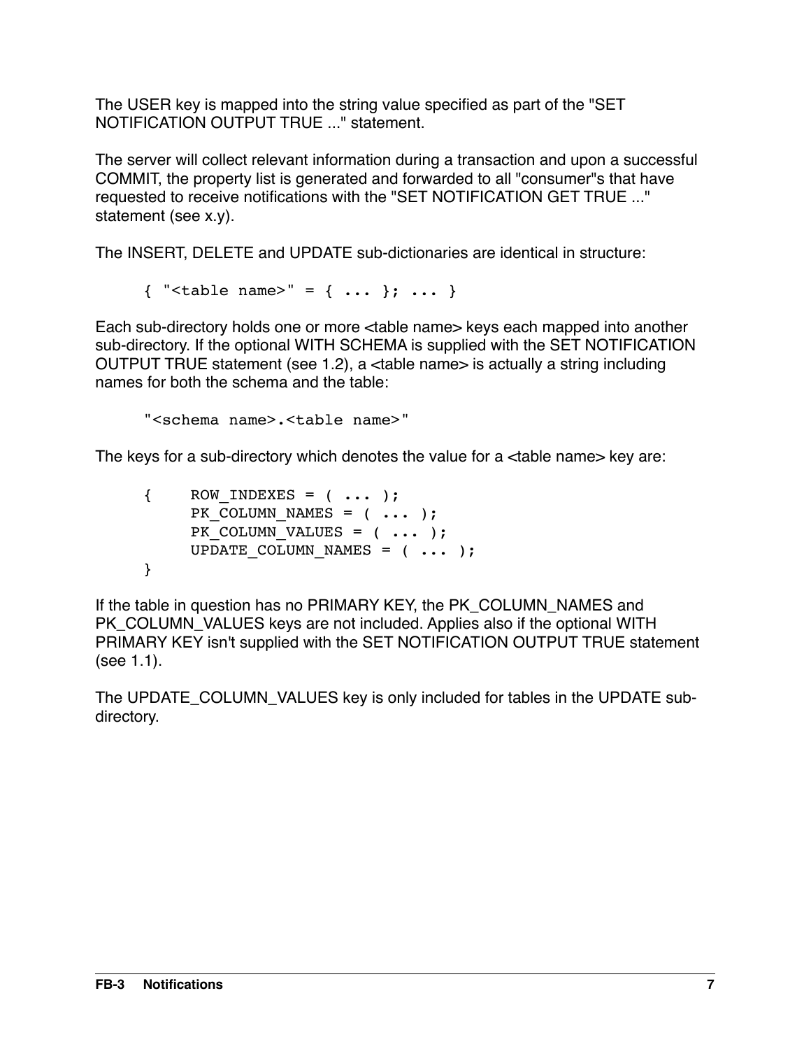The USER key is mapped into the string value specified as part of the "SET NOTIFICATION OUTPUT TRUE ..." statement.

The server will collect relevant information during a transaction and upon a successful COMMIT, the property list is generated and forwarded to all "consumer"s that have requested to receive notifications with the "SET NOTIFICATION GET TRUE ..." statement (see x.y).

The INSERT, DELETE and UPDATE sub-dictionaries are identical in structure:

```
{ "<table name>" = { ... }; ... }
```

Each sub-directory holds one or more <table name> keys each mapped into another sub-directory. If the optional WITH SCHEMA is supplied with the SET NOTIFICATION OUTPUT TRUE statement (see 1.2), a <table name> is actually a string including names for both the schema and the table:

```
"<schema name>.<table name>"
```

The keys for a sub-directory which denotes the value for a <table name> key are:

```
{    ROW_INDEXES = ( ... );
     PK_COLUMN_NAMES = ( ... );
     PK_COLUMN_VALUES = ( ... );
     UPDATE_COLUMN_NAMES = ( ... );
}
```

If the table in question has no PRIMARY KEY, the PK_COLUMN_NAMES and PK_COLUMN_VALUES keys are not included. Applies also if the optional WITH PRIMARY KEY isn't supplied with the SET NOTIFICATION OUTPUT TRUE statement (see 1.1).

The UPDATE_COLUMN_VALUES key is only included for tables in the UPDATE sub-directory.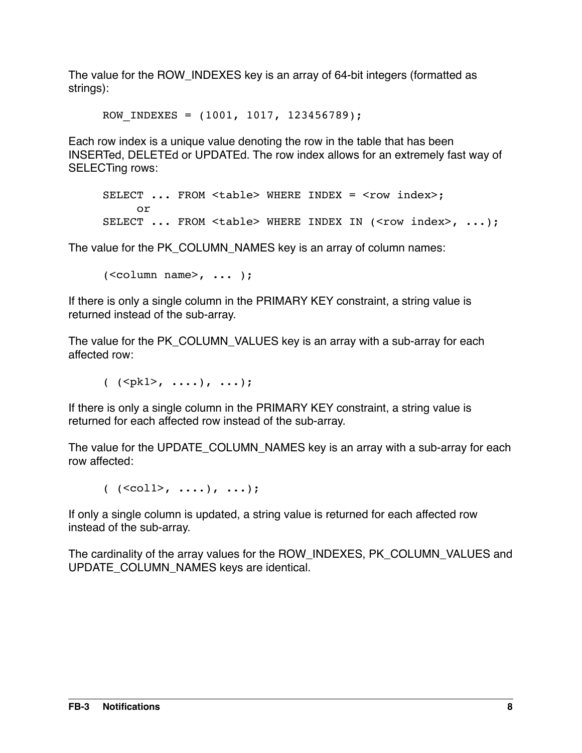The value for the ROW_INDEXES key is an array of 64-bit integers (formatted as strings):

```
ROW_INDEXES = (1001, 1017, 123456789);
```

Each row index is a unique value denoting the row in the table that has been INSERTed, DELETEd or UPDATEd. The row index allows for an extremely fast way of SELECTing rows:

```
SELECT ... FROM <table> WHERE INDEX = <row index>;
     or
SELECT ... FROM <table> WHERE INDEX IN (<row index>, ...);
```

The value for the PK_COLUMN_NAMES key is an array of column names:

```
(<column name>, ... );
```

If there is only a single column in the PRIMARY KEY constraint, a string value is returned instead of the sub-array.

The value for the PK_COLUMN_VALUES key is an array with a sub-array for each affected row:

```
( (<pk1>, ....), ...);
```

If there is only a single column in the PRIMARY KEY constraint, a string value is returned for each affected row instead of the sub-array.

The value for the UPDATE_COLUMN_NAMES key is an array with a sub-array for each row affected:

```
( (<col1>, ....), ...);
```

If only a single column is updated, a string value is returned for each affected row instead of the sub-array.

The cardinality of the array values for the ROW_INDEXES, PK_COLUMN_VALUES and UPDATE_COLUMN_NAMES keys are identical.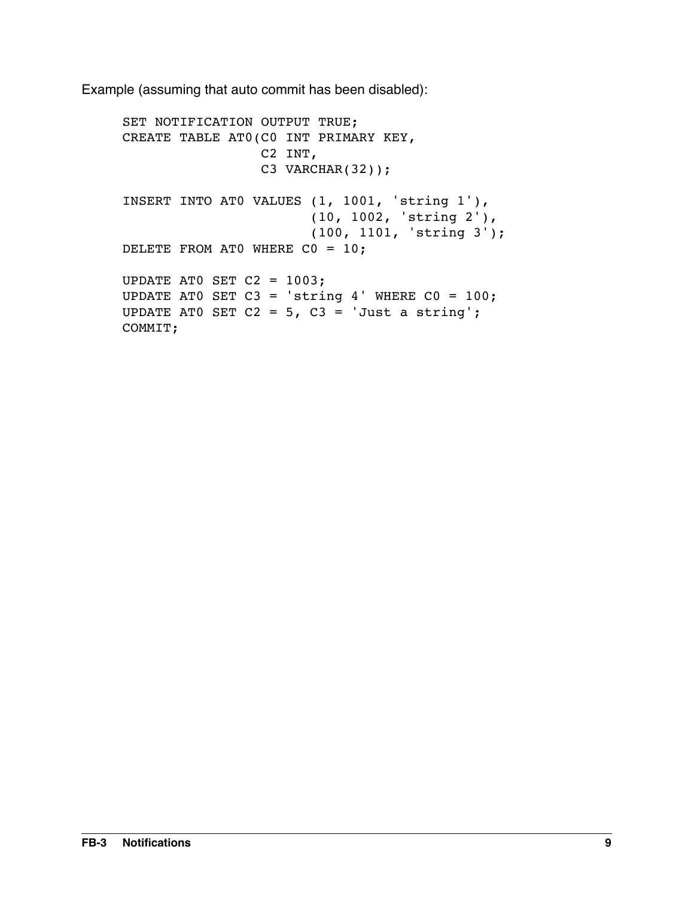Example (assuming that auto commit has been disabled):

```
SET NOTIFICATION OUTPUT TRUE;
CREATE TABLE AT0(C0 INT PRIMARY KEY,
                 C2 INT,
                 C3 VARCHAR(32));

INSERT INTO AT0 VALUES (1, 1001, 'string 1'),
                       (10, 1002, 'string 2'),
                       (100, 1101, 'string 3');
DELETE FROM AT0 WHERE C0 = 10;

UPDATE AT0 SET C2 = 1003;
UPDATE AT0 SET C3 = 'string 4' WHERE C0 = 100;
UPDATE AT0 SET C2 = 5, C3 = 'Just a string';
COMMIT;
```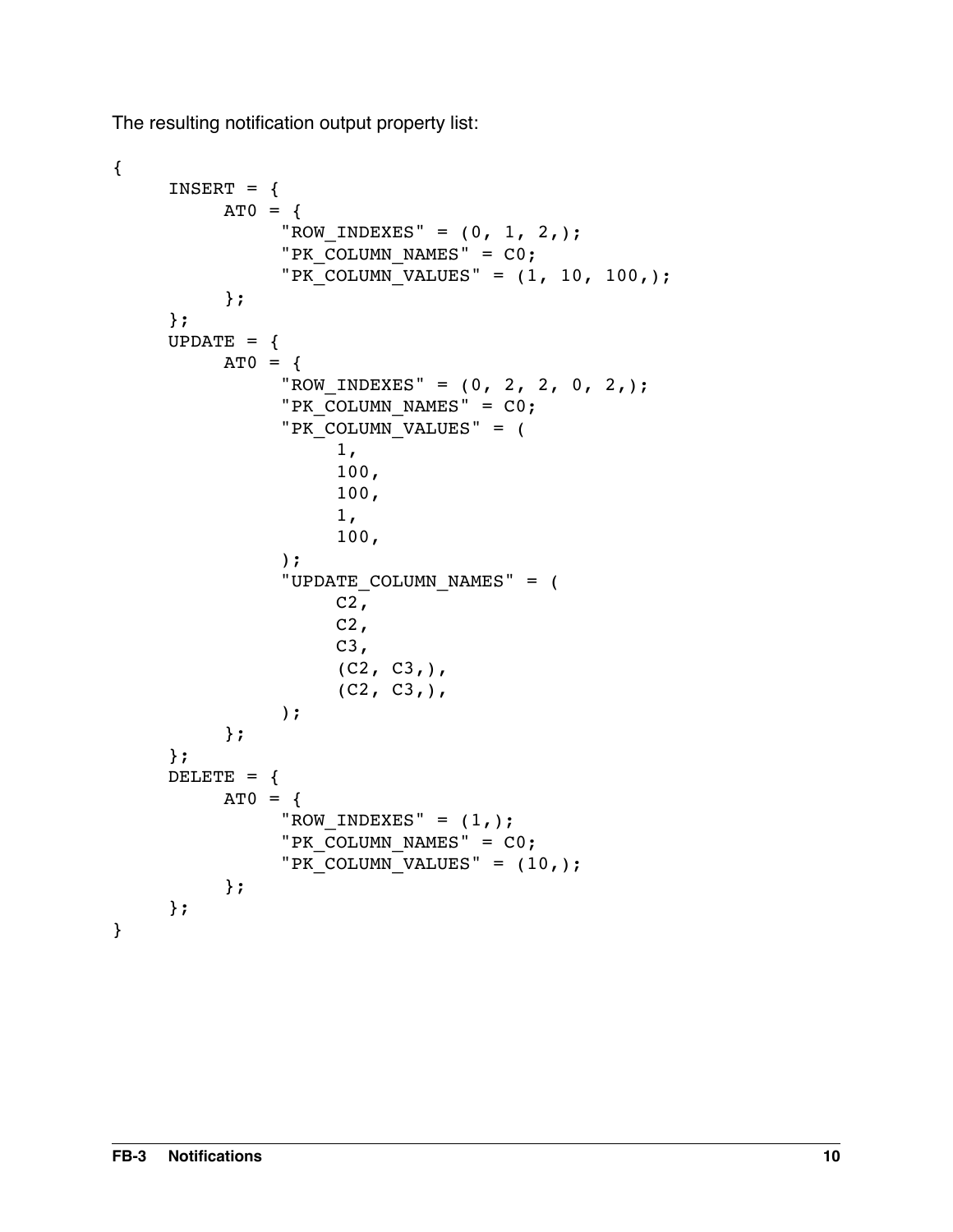The resulting notification output property list:

```
{
      INSERT = {
            AT0 = {
                  "ROW_INDEXES" = (0, 1, 2,);
                  "PK_COLUMN_NAMES" = C0;
                  "PK_COLUMN_VALUES" = (1, 10, 100,);
            };
      };
      UPDATE = {
            AT0 = {
                  "ROW_INDEXES" = (0, 2, 2, 0, 2,);
                  "PK_COLUMN_NAMES" = C0;
                  "PK_COLUMN_VALUES" = (
                        1,
                        100,
                        100,
                        1,
                        100,
                  );
                  "UPDATE_COLUMN_NAMES" = (
                        C2,
                        C2,
                        C3,
                        (C2, C3,),
                        (C2, C3,),
                  );
            };
      };
      DELETE = {
            AT0 = {
                  "ROW_INDEXES" = (1,);
                  "PK_COLUMN_NAMES" = C0;
                  "PK_COLUMN_VALUES" = (10,);
            };
      };
}
```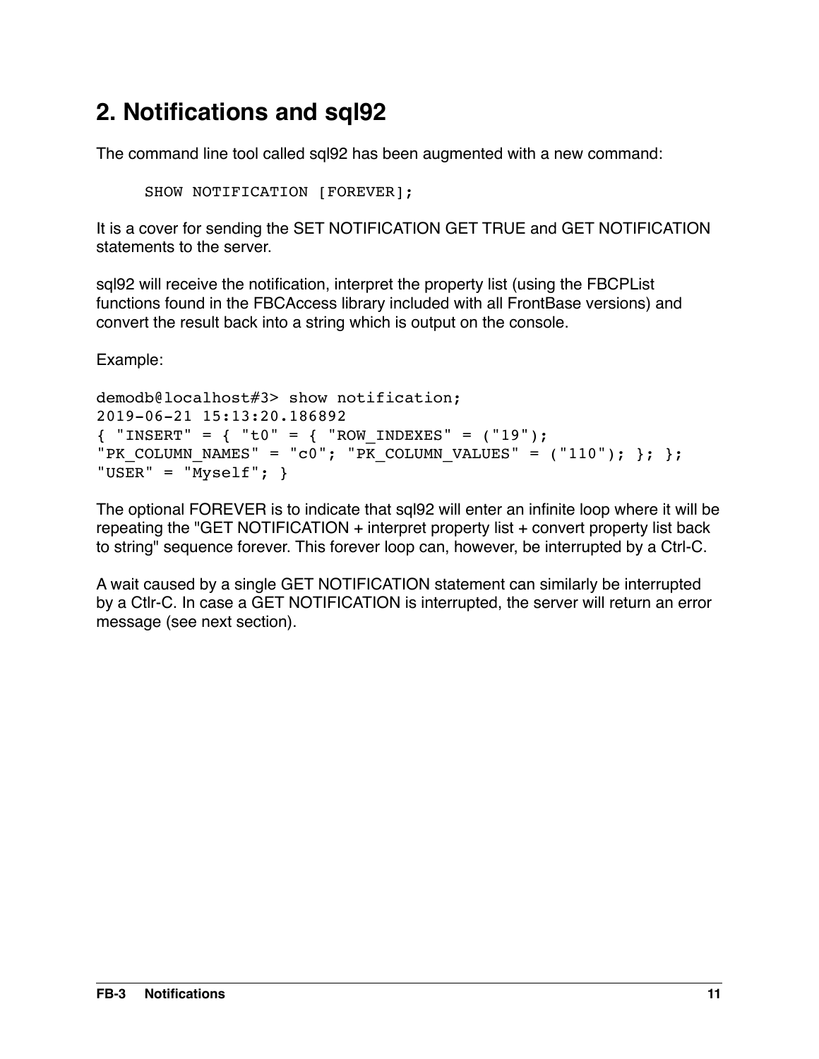## 2. Notifications and sql92

The command line tool called sql92 has been augmented with a new command:

```
SHOW NOTIFICATION [FOREVER];
```

It is a cover for sending the SET NOTIFICATION GET TRUE and GET NOTIFICATION statements to the server.

sql92 will receive the notification, interpret the property list (using the FBCPList functions found in the FBCAccess library included with all FrontBase versions) and convert the result back into a string which is output on the console.

Example:

```
demodb@localhost#3> show notification;
2019-06-21 15:13:20.186892
{ "INSERT" = { "t0" = { "ROW_INDEXES" = ("19");
"PK_COLUMN_NAMES" = "c0"; "PK_COLUMN_VALUES" = ("110"); }; };
"USER" = "Myself"; }
```

The optional FOREVER is to indicate that sql92 will enter an infinite loop where it will be repeating the "GET NOTIFICATION + interpret property list + convert property list back to string" sequence forever. This forever loop can, however, be interrupted by a Ctrl-C.

A wait caused by a single GET NOTIFICATION statement can similarly be interrupted by a Ctlr-C. In case a GET NOTIFICATION is interrupted, the server will return an error message (see next section).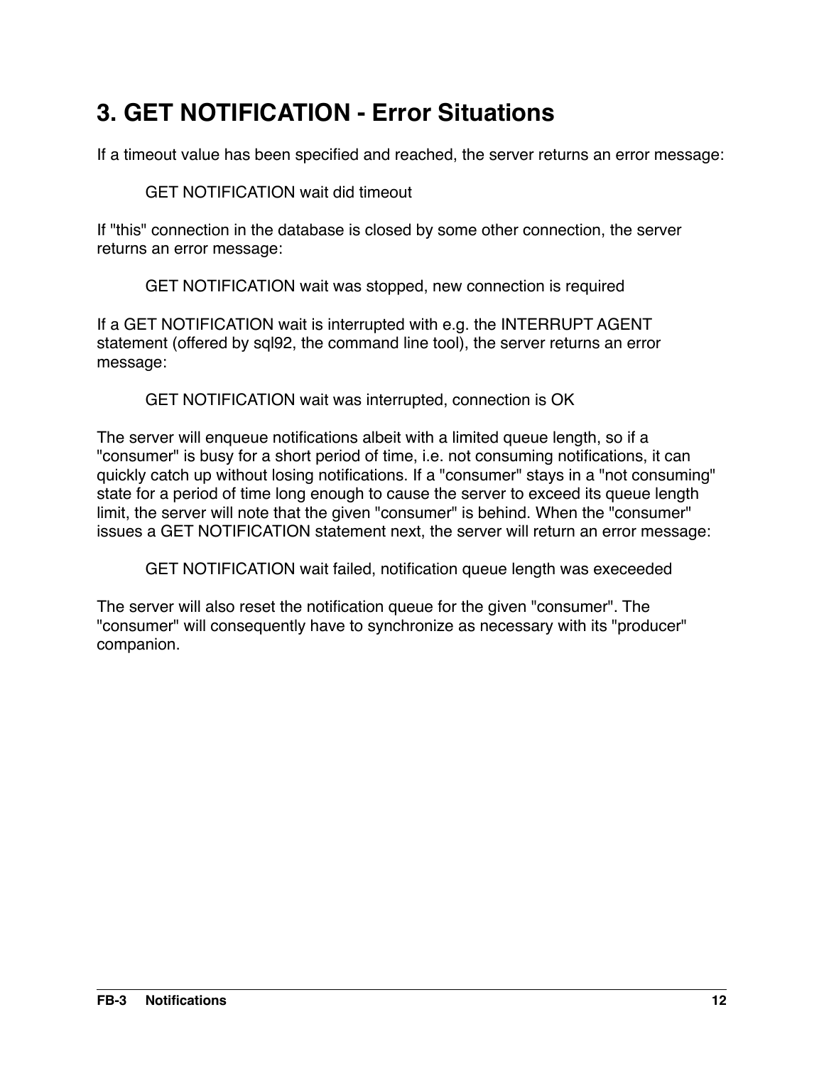# 3. GET NOTIFICATION - Error Situations

If a timeout value has been specified and reached, the server returns an error message:

GET NOTIFICATION wait did timeout

If "this" connection in the database is closed by some other connection, the server returns an error message:

GET NOTIFICATION wait was stopped, new connection is required

If a GET NOTIFICATION wait is interrupted with e.g. the INTERRUPT AGENT statement (offered by sql92, the command line tool), the server returns an error message:

GET NOTIFICATION wait was interrupted, connection is OK

The server will enqueue notifications albeit with a limited queue length, so if a "consumer" is busy for a short period of time, i.e. not consuming notifications, it can quickly catch up without losing notifications. If a "consumer" stays in a "not consuming" state for a period of time long enough to cause the server to exceed its queue length limit, the server will note that the given "consumer" is behind. When the "consumer" issues a GET NOTIFICATION statement next, the server will return an error message:

GET NOTIFICATION wait failed, notification queue length was execeeded

The server will also reset the notification queue for the given "consumer". The "consumer" will consequently have to synchronize as necessary with its "producer" companion.